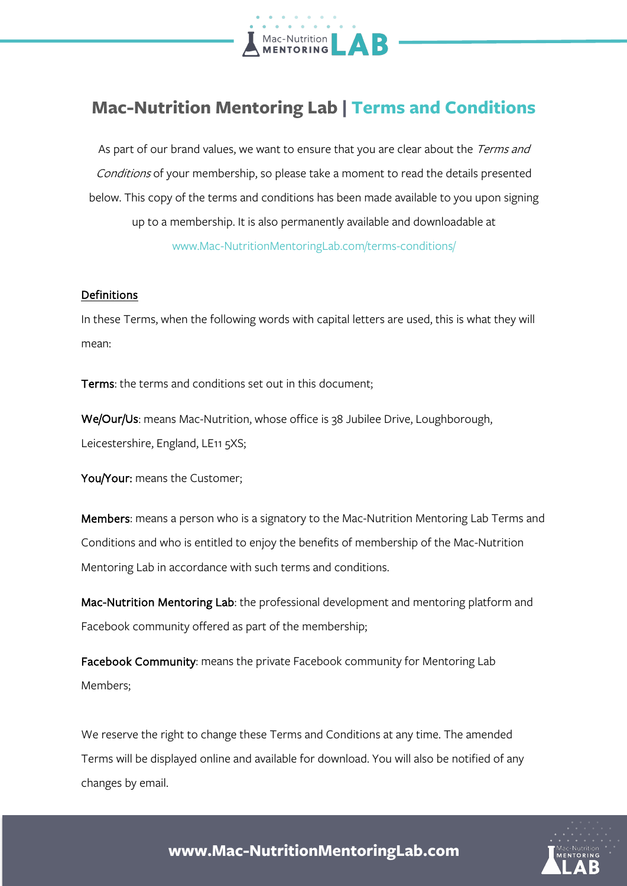# Mac-Nutrition Mentoring Lab | Terms and Conditions

As part of our brand values, we want to ensure that you are clear about the *Terms and Conditions* of your membership, so please take a moment to read the details presented below. This copy of the terms and conditions has been made available to you upon signing up to a membership. It is also permanently available and downloadable at www.Mac-NutritionMentoringLab.com/terms-conditions/

## Definitions

In these Terms, when the following words with capital letters are used, this is what they will mean:

**Terms**: the terms and conditions set out in this document;

**We/Our/Us**: means Mac-Nutrition, whose office is 38 Jubilee Drive, Loughborough, Leicestershire, England, LE11 5XS;

**You/Your:** means the Customer;

**Members**: means a person who is a signatory to the Mac-Nutrition Mentoring Lab Terms and Conditions and who is entitled to enjoy the benefits of membership of the Mac-Nutrition Mentoring Lab in accordance with such terms and conditions.

**Mac-Nutrition Mentoring Lab**: the professional development and mentoring platform and Facebook community offered as part of the membership;

**Facebook Community**: means the private Facebook community for Mentoring Lab Members;

We reserve the right to change these Terms and Conditions at any time. The amended Terms will be displayed online and available for download. You will also be notified of any changes by email.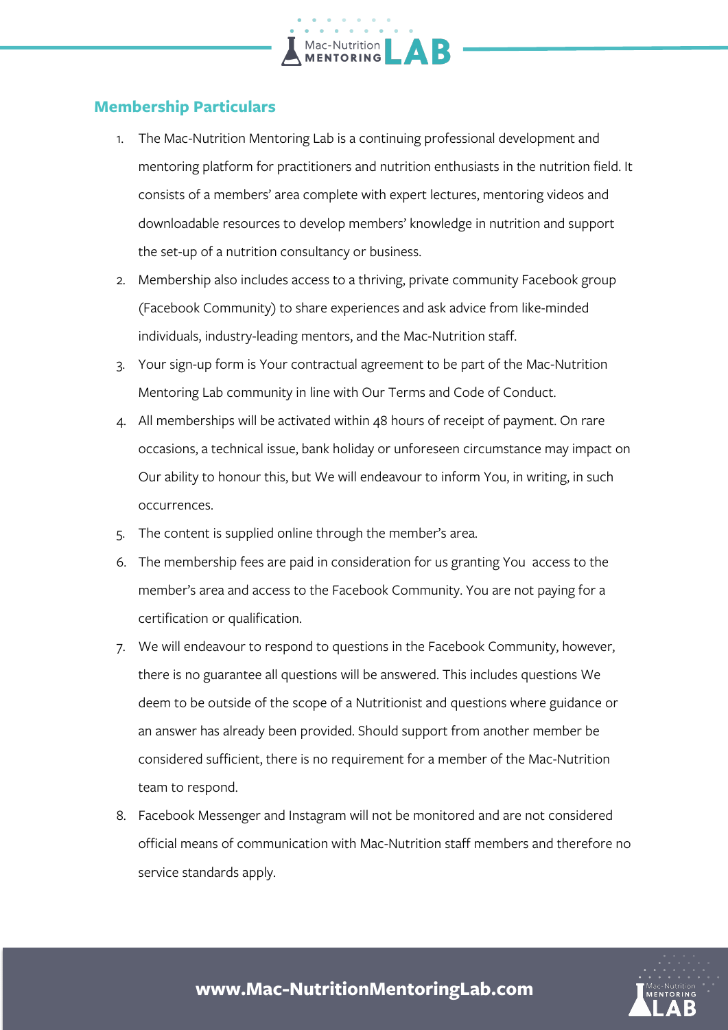## Membership Particulars

1. The Mac-Nutrition Mentoring Lab is a continuing professional development and mentoring platform for practitioners and nutrition enthusiasts in the nutrition field. It consists of a members' area complete with expert lectures, mentoring videos and downloadable resources to develop members' knowledge in nutrition and support the set-up of a nutrition consultancy or business.
2. Membership also includes access to a thriving, private community Facebook group (Facebook Community) to share experiences and ask advice from like-minded individuals, industry-leading mentors, and the Mac-Nutrition staff.
3. Your sign-up form is Your contractual agreement to be part of the Mac-Nutrition Mentoring Lab community in line with Our Terms and Code of Conduct.
4. All memberships will be activated within 48 hours of receipt of payment. On rare occasions, a technical issue, bank holiday or unforeseen circumstance may impact on Our ability to honour this, but We will endeavour to inform You, in writing, in such occurrences.
5. The content is supplied online through the member's area.
6. The membership fees are paid in consideration for us granting You access to the member's area and access to the Facebook Community. You are not paying for a certification or qualification.
7. We will endeavour to respond to questions in the Facebook Community, however, there is no guarantee all questions will be answered. This includes questions We deem to be outside of the scope of a Nutritionist and questions where guidance or an answer has already been provided. Should support from another member be considered sufficient, there is no requirement for a member of the Mac-Nutrition team to respond.
8. Facebook Messenger and Instagram will not be monitored and are not considered official means of communication with Mac-Nutrition staff members and therefore no service standards apply.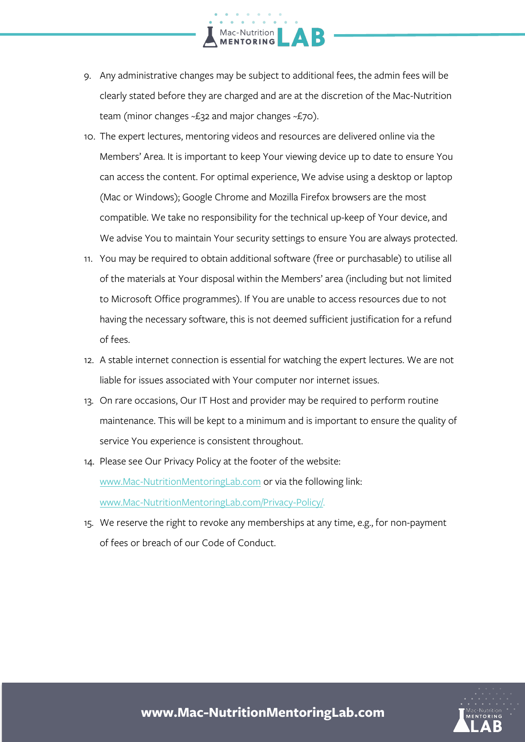9. Any administrative changes may be subject to additional fees, the admin fees will be clearly stated before they are charged and are at the discretion of the Mac-Nutrition team (minor changes ~£32 and major changes ~£70).
10. The expert lectures, mentoring videos and resources are delivered online via the Members' Area. It is important to keep Your viewing device up to date to ensure You can access the content. For optimal experience, We advise using a desktop or laptop (Mac or Windows); Google Chrome and Mozilla Firefox browsers are the most compatible. We take no responsibility for the technical up-keep of Your device, and We advise You to maintain Your security settings to ensure You are always protected.
11. You may be required to obtain additional software (free or purchasable) to utilise all of the materials at Your disposal within the Members' area (including but not limited to Microsoft Office programmes). If You are unable to access resources due to not having the necessary software, this is not deemed sufficient justification for a refund of fees.
12. A stable internet connection is essential for watching the expert lectures. We are not liable for issues associated with Your computer nor internet issues.
13. On rare occasions, Our IT Host and provider may be required to perform routine maintenance. This will be kept to a minimum and is important to ensure the quality of service You experience is consistent throughout.
14. Please see Our Privacy Policy at the footer of the website: [www.Mac-NutritionMentoringLab.com](www.Mac-NutritionMentoringLab.com) or via the following link: [www.Mac-NutritionMentoringLab.com/Privacy-Policy/](www.Mac-NutritionMentoringLab.com/Privacy-Policy/).
15. We reserve the right to revoke any memberships at any time, e.g., for non-payment of fees or breach of our Code of Conduct.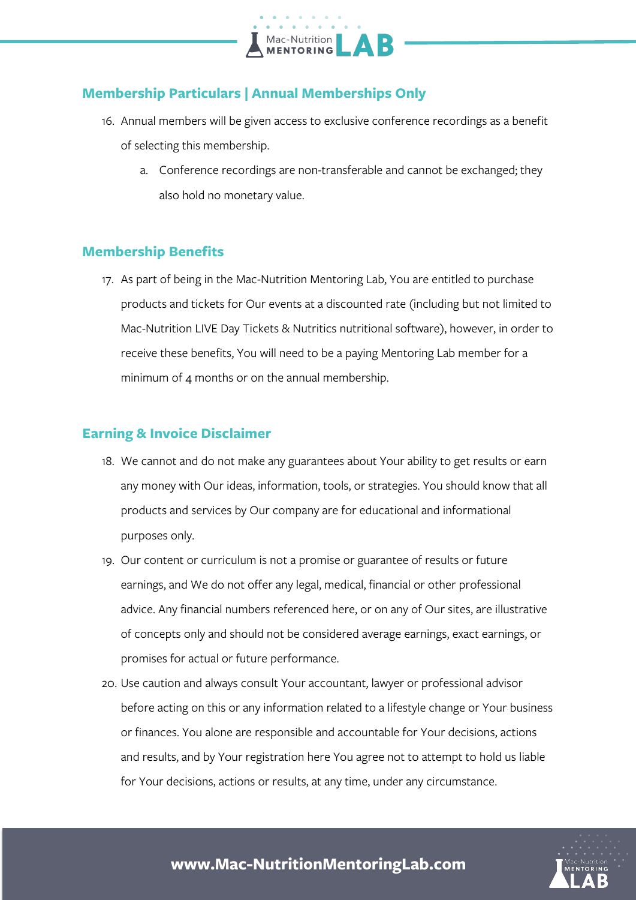## Membership Particulars | Annual Memberships Only

16. Annual members will be given access to exclusive conference recordings as a benefit of selecting this membership.
    a. Conference recordings are non-transferable and cannot be exchanged; they also hold no monetary value.

## Membership Benefits

17. As part of being in the Mac-Nutrition Mentoring Lab, You are entitled to purchase products and tickets for Our events at a discounted rate (including but not limited to Mac-Nutrition LIVE Day Tickets & Nutritics nutritional software), however, in order to receive these benefits, You will need to be a paying Mentoring Lab member for a minimum of 4 months or on the annual membership.

## Earning & Invoice Disclaimer

18. We cannot and do not make any guarantees about Your ability to get results or earn any money with Our ideas, information, tools, or strategies. You should know that all products and services by Our company are for educational and informational purposes only.
19. Our content or curriculum is not a promise or guarantee of results or future earnings, and We do not offer any legal, medical, financial or other professional advice. Any financial numbers referenced here, or on any of Our sites, are illustrative of concepts only and should not be considered average earnings, exact earnings, or promises for actual or future performance.
20. Use caution and always consult Your accountant, lawyer or professional advisor before acting on this or any information related to a lifestyle change or Your business or finances. You alone are responsible and accountable for Your decisions, actions and results, and by Your registration here You agree not to attempt to hold us liable for Your decisions, actions or results, at any time, under any circumstance.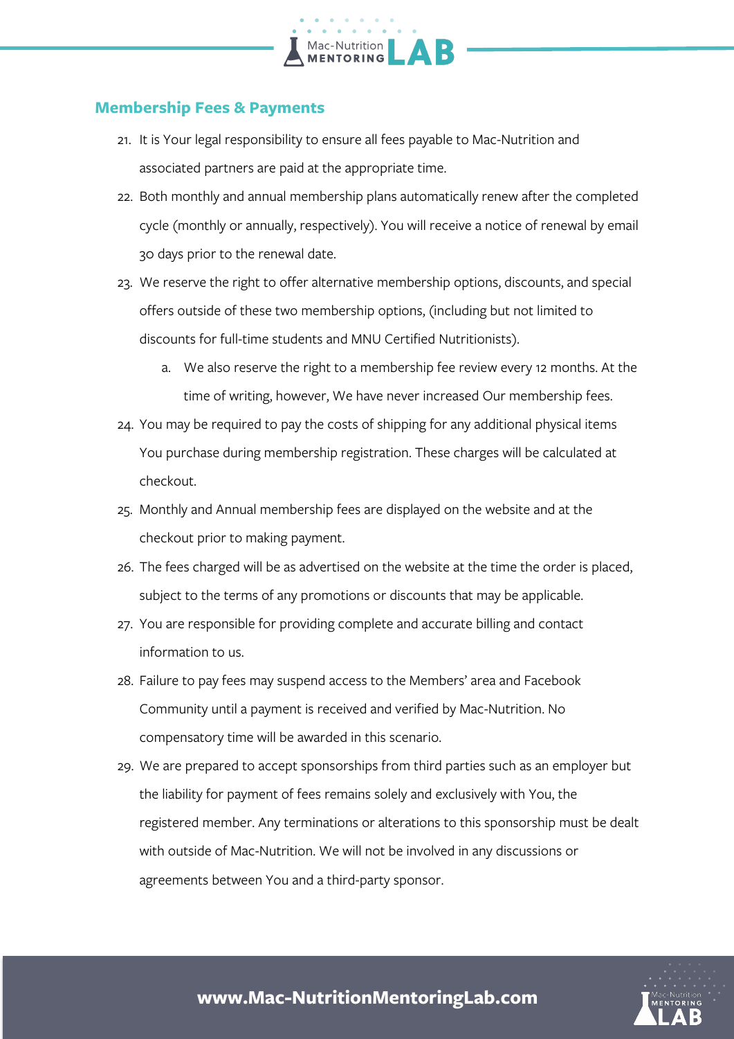## Membership Fees & Payments

21. It is Your legal responsibility to ensure all fees payable to Mac-Nutrition and associated partners are paid at the appropriate time.
22. Both monthly and annual membership plans automatically renew after the completed cycle (monthly or annually, respectively). You will receive a notice of renewal by email 30 days prior to the renewal date.
23. We reserve the right to offer alternative membership options, discounts, and special offers outside of these two membership options, (including but not limited to discounts for full-time students and MNU Certified Nutritionists).
    a. We also reserve the right to a membership fee review every 12 months. At the time of writing, however, We have never increased Our membership fees.
24. You may be required to pay the costs of shipping for any additional physical items You purchase during membership registration. These charges will be calculated at checkout.
25. Monthly and Annual membership fees are displayed on the website and at the checkout prior to making payment.
26. The fees charged will be as advertised on the website at the time the order is placed, subject to the terms of any promotions or discounts that may be applicable.
27. You are responsible for providing complete and accurate billing and contact information to us.
28. Failure to pay fees may suspend access to the Members' area and Facebook Community until a payment is received and verified by Mac-Nutrition. No compensatory time will be awarded in this scenario.
29. We are prepared to accept sponsorships from third parties such as an employer but the liability for payment of fees remains solely and exclusively with You, the registered member. Any terminations or alterations to this sponsorship must be dealt with outside of Mac-Nutrition. We will not be involved in any discussions or agreements between You and a third-party sponsor.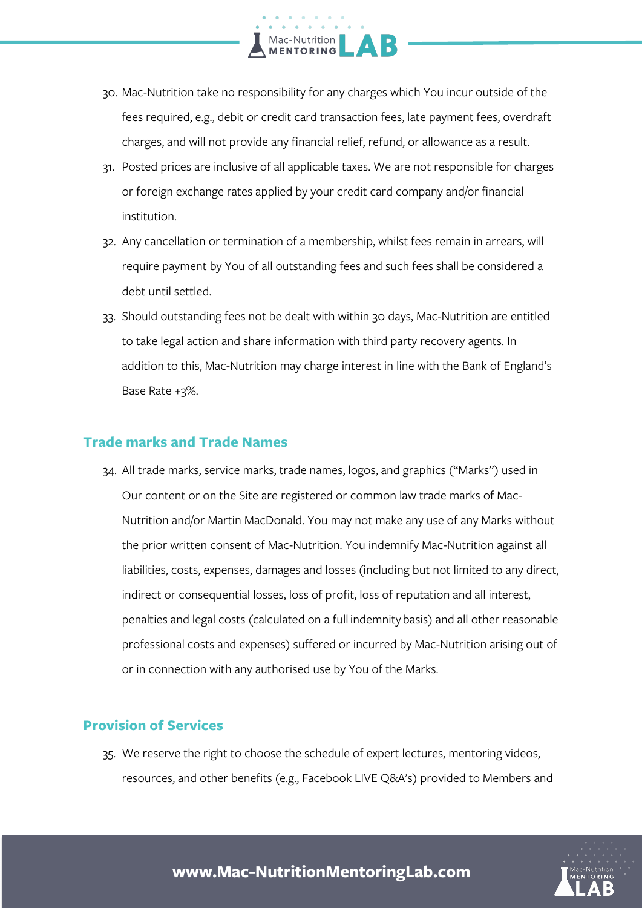30. Mac-Nutrition take no responsibility for any charges which You incur outside of the fees required, e.g., debit or credit card transaction fees, late payment fees, overdraft charges, and will not provide any financial relief, refund, or allowance as a result.
31. Posted prices are inclusive of all applicable taxes. We are not responsible for charges or foreign exchange rates applied by your credit card company and/or financial institution.
32. Any cancellation or termination of a membership, whilst fees remain in arrears, will require payment by You of all outstanding fees and such fees shall be considered a debt until settled.
33. Should outstanding fees not be dealt with within 30 days, Mac-Nutrition are entitled to take legal action and share information with third party recovery agents. In addition to this, Mac-Nutrition may charge interest in line with the Bank of England's Base Rate +3%.

## Trade marks and Trade Names

34. All trade marks, service marks, trade names, logos, and graphics ("Marks") used in Our content or on the Site are registered or common law trade marks of Mac-Nutrition and/or Martin MacDonald. You may not make any use of any Marks without the prior written consent of Mac-Nutrition. You indemnify Mac-Nutrition against all liabilities, costs, expenses, damages and losses (including but not limited to any direct, indirect or consequential losses, loss of profit, loss of reputation and all interest, penalties and legal costs (calculated on a full indemnity basis) and all other reasonable professional costs and expenses) suffered or incurred by Mac-Nutrition arising out of or in connection with any authorised use by You of the Marks.

## Provision of Services

35. We reserve the right to choose the schedule of expert lectures, mentoring videos, resources, and other benefits (e.g., Facebook LIVE Q&A's) provided to Members and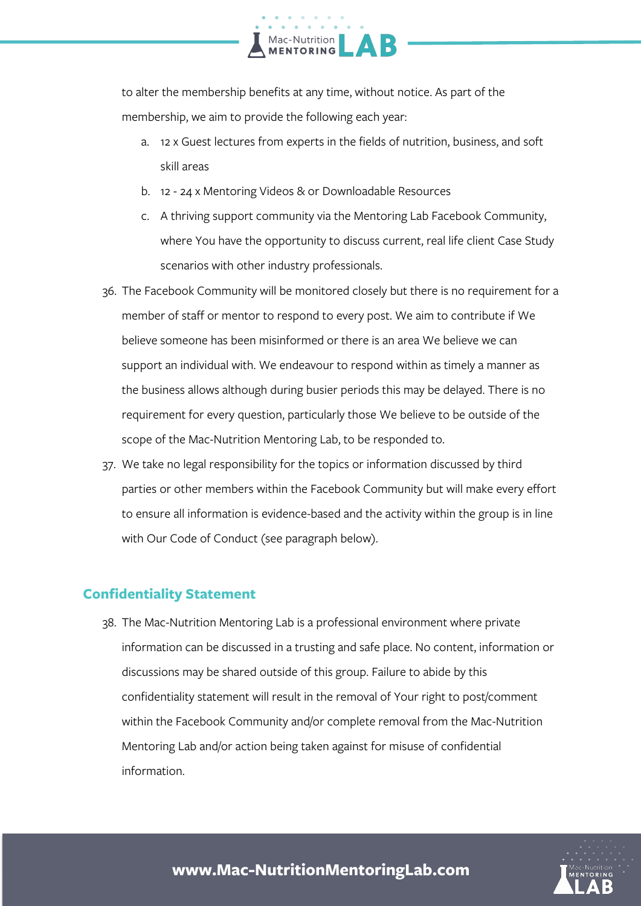to alter the membership benefits at any time, without notice. As part of the membership, we aim to provide the following each year:

a. 12 x Guest lectures from experts in the fields of nutrition, business, and soft skill areas
b. 12 - 24 x Mentoring Videos & or Downloadable Resources
c. A thriving support community via the Mentoring Lab Facebook Community, where You have the opportunity to discuss current, real life client Case Study scenarios with other industry professionals.

36. The Facebook Community will be monitored closely but there is no requirement for a member of staff or mentor to respond to every post. We aim to contribute if We believe someone has been misinformed or there is an area We believe we can support an individual with. We endeavour to respond within as timely a manner as the business allows although during busier periods this may be delayed. There is no requirement for every question, particularly those We believe to be outside of the scope of the Mac-Nutrition Mentoring Lab, to be responded to.

37. We take no legal responsibility for the topics or information discussed by third parties or other members within the Facebook Community but will make every effort to ensure all information is evidence-based and the activity within the group is in line with Our Code of Conduct (see paragraph below).

## Confidentiality Statement

38. The Mac-Nutrition Mentoring Lab is a professional environment where private information can be discussed in a trusting and safe place. No content, information or discussions may be shared outside of this group. Failure to abide by this confidentiality statement will result in the removal of Your right to post/comment within the Facebook Community and/or complete removal from the Mac-Nutrition Mentoring Lab and/or action being taken against for misuse of confidential information.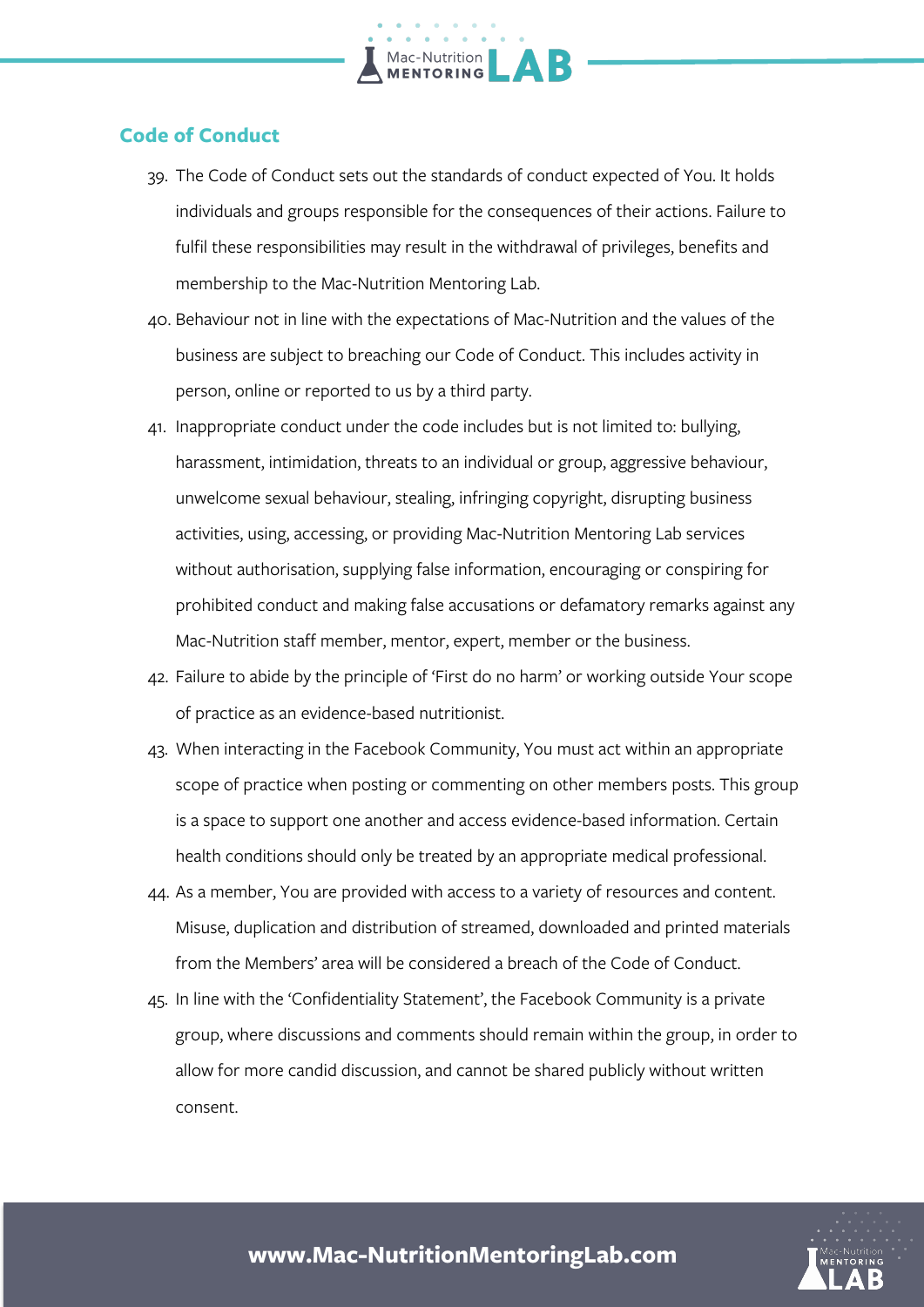## Code of Conduct

39. The Code of Conduct sets out the standards of conduct expected of You. It holds individuals and groups responsible for the consequences of their actions. Failure to fulfil these responsibilities may result in the withdrawal of privileges, benefits and membership to the Mac-Nutrition Mentoring Lab.
40. Behaviour not in line with the expectations of Mac-Nutrition and the values of the business are subject to breaching our Code of Conduct. This includes activity in person, online or reported to us by a third party.
41. Inappropriate conduct under the code includes but is not limited to: bullying, harassment, intimidation, threats to an individual or group, aggressive behaviour, unwelcome sexual behaviour, stealing, infringing copyright, disrupting business activities, using, accessing, or providing Mac-Nutrition Mentoring Lab services without authorisation, supplying false information, encouraging or conspiring for prohibited conduct and making false accusations or defamatory remarks against any Mac-Nutrition staff member, mentor, expert, member or the business.
42. Failure to abide by the principle of 'First do no harm' or working outside Your scope of practice as an evidence-based nutritionist.
43. When interacting in the Facebook Community, You must act within an appropriate scope of practice when posting or commenting on other members posts. This group is a space to support one another and access evidence-based information. Certain health conditions should only be treated by an appropriate medical professional.
44. As a member, You are provided with access to a variety of resources and content. Misuse, duplication and distribution of streamed, downloaded and printed materials from the Members' area will be considered a breach of the Code of Conduct.
45. In line with the 'Confidentiality Statement', the Facebook Community is a private group, where discussions and comments should remain within the group, in order to allow for more candid discussion, and cannot be shared publicly without written consent.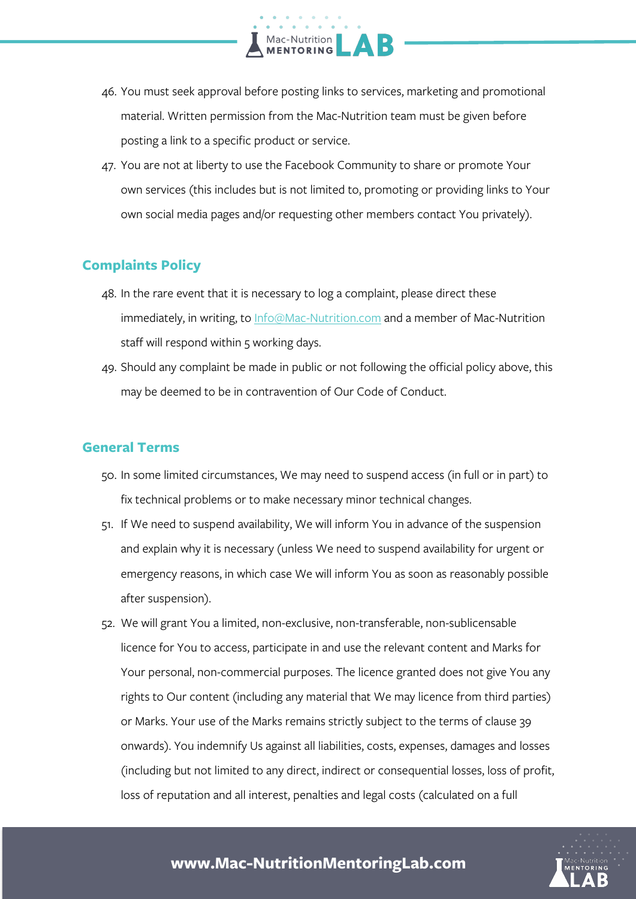46. You must seek approval before posting links to services, marketing and promotional material. Written permission from the Mac-Nutrition team must be given before posting a link to a specific product or service.
47. You are not at liberty to use the Facebook Community to share or promote Your own services (this includes but is not limited to, promoting or providing links to Your own social media pages and/or requesting other members contact You privately).

## Complaints Policy

48. In the rare event that it is necessary to log a complaint, please direct these immediately, in writing, to Info@Mac-Nutrition.com and a member of Mac-Nutrition staff will respond within 5 working days.
49. Should any complaint be made in public or not following the official policy above, this may be deemed to be in contravention of Our Code of Conduct.

## General Terms

50. In some limited circumstances, We may need to suspend access (in full or in part) to fix technical problems or to make necessary minor technical changes.
51. If We need to suspend availability, We will inform You in advance of the suspension and explain why it is necessary (unless We need to suspend availability for urgent or emergency reasons, in which case We will inform You as soon as reasonably possible after suspension).
52. We will grant You a limited, non-exclusive, non-transferable, non-sublicensable licence for You to access, participate in and use the relevant content and Marks for Your personal, non-commercial purposes. The licence granted does not give You any rights to Our content (including any material that We may licence from third parties) or Marks. Your use of the Marks remains strictly subject to the terms of clause 39 onwards). You indemnify Us against all liabilities, costs, expenses, damages and losses (including but not limited to any direct, indirect or consequential losses, loss of profit, loss of reputation and all interest, penalties and legal costs (calculated on a full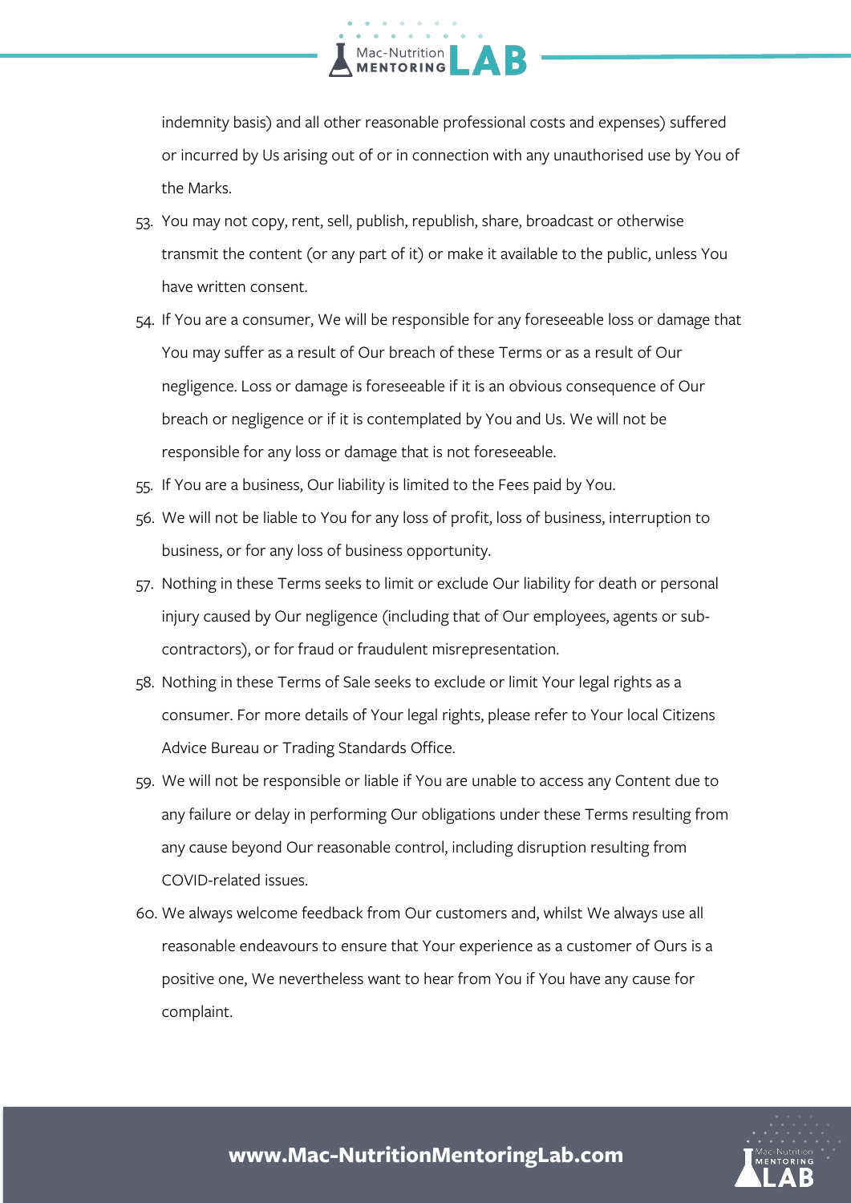indemnity basis) and all other reasonable professional costs and expenses) suffered or incurred by Us arising out of or in connection with any unauthorised use by You of the Marks.

53. You may not copy, rent, sell, publish, republish, share, broadcast or otherwise transmit the content (or any part of it) or make it available to the public, unless You have written consent.
54. If You are a consumer, We will be responsible for any foreseeable loss or damage that You may suffer as a result of Our breach of these Terms or as a result of Our negligence. Loss or damage is foreseeable if it is an obvious consequence of Our breach or negligence or if it is contemplated by You and Us. We will not be responsible for any loss or damage that is not foreseeable.
55. If You are a business, Our liability is limited to the Fees paid by You.
56. We will not be liable to You for any loss of profit, loss of business, interruption to business, or for any loss of business opportunity.
57. Nothing in these Terms seeks to limit or exclude Our liability for death or personal injury caused by Our negligence (including that of Our employees, agents or sub-contractors), or for fraud or fraudulent misrepresentation.
58. Nothing in these Terms of Sale seeks to exclude or limit Your legal rights as a consumer. For more details of Your legal rights, please refer to Your local Citizens Advice Bureau or Trading Standards Office.
59. We will not be responsible or liable if You are unable to access any Content due to any failure or delay in performing Our obligations under these Terms resulting from any cause beyond Our reasonable control, including disruption resulting from COVID-related issues.
60. We always welcome feedback from Our customers and, whilst We always use all reasonable endeavours to ensure that Your experience as a customer of Ours is a positive one, We nevertheless want to hear from You if You have any cause for complaint.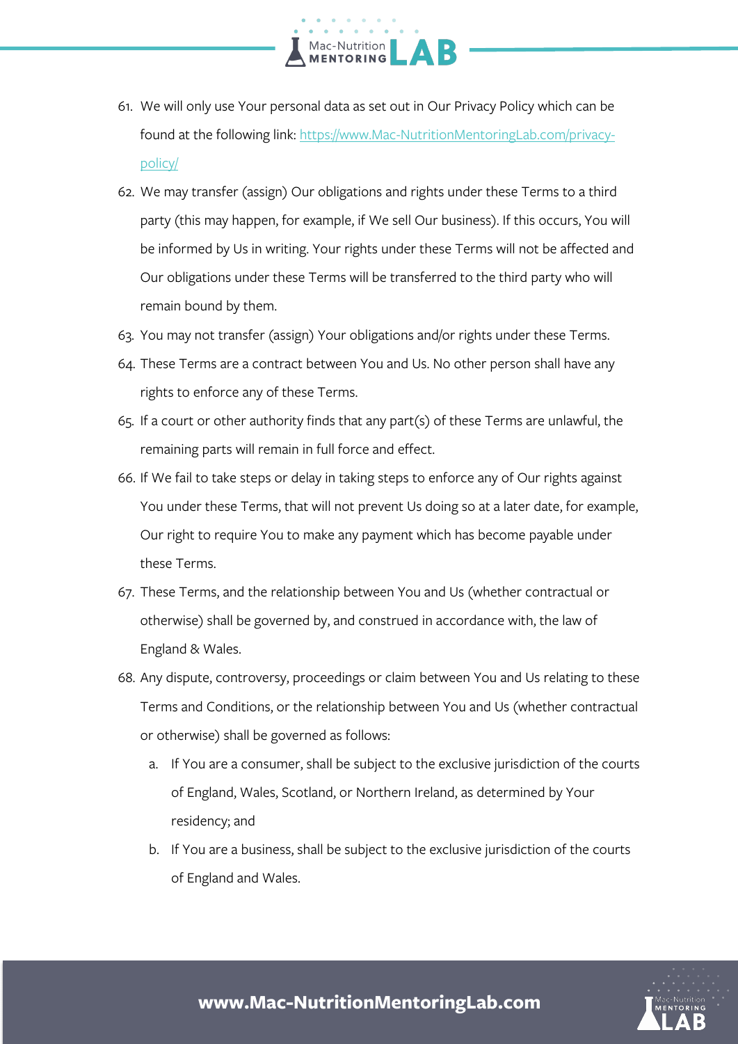61. We will only use Your personal data as set out in Our Privacy Policy which can be found at the following link: [https://www.Mac-NutritionMentoringLab.com/privacy-policy/](https://www.Mac-NutritionMentoringLab.com/privacy-policy/)
62. We may transfer (assign) Our obligations and rights under these Terms to a third party (this may happen, for example, if We sell Our business). If this occurs, You will be informed by Us in writing. Your rights under these Terms will not be affected and Our obligations under these Terms will be transferred to the third party who will remain bound by them.
63. You may not transfer (assign) Your obligations and/or rights under these Terms.
64. These Terms are a contract between You and Us. No other person shall have any rights to enforce any of these Terms.
65. If a court or other authority finds that any part(s) of these Terms are unlawful, the remaining parts will remain in full force and effect.
66. If We fail to take steps or delay in taking steps to enforce any of Our rights against You under these Terms, that will not prevent Us doing so at a later date, for example, Our right to require You to make any payment which has become payable under these Terms.
67. These Terms, and the relationship between You and Us (whether contractual or otherwise) shall be governed by, and construed in accordance with, the law of England & Wales.
68. Any dispute, controversy, proceedings or claim between You and Us relating to these Terms and Conditions, or the relationship between You and Us (whether contractual or otherwise) shall be governed as follows:
    a. If You are a consumer, shall be subject to the exclusive jurisdiction of the courts of England, Wales, Scotland, or Northern Ireland, as determined by Your residency; and
    b. If You are a business, shall be subject to the exclusive jurisdiction of the courts of England and Wales.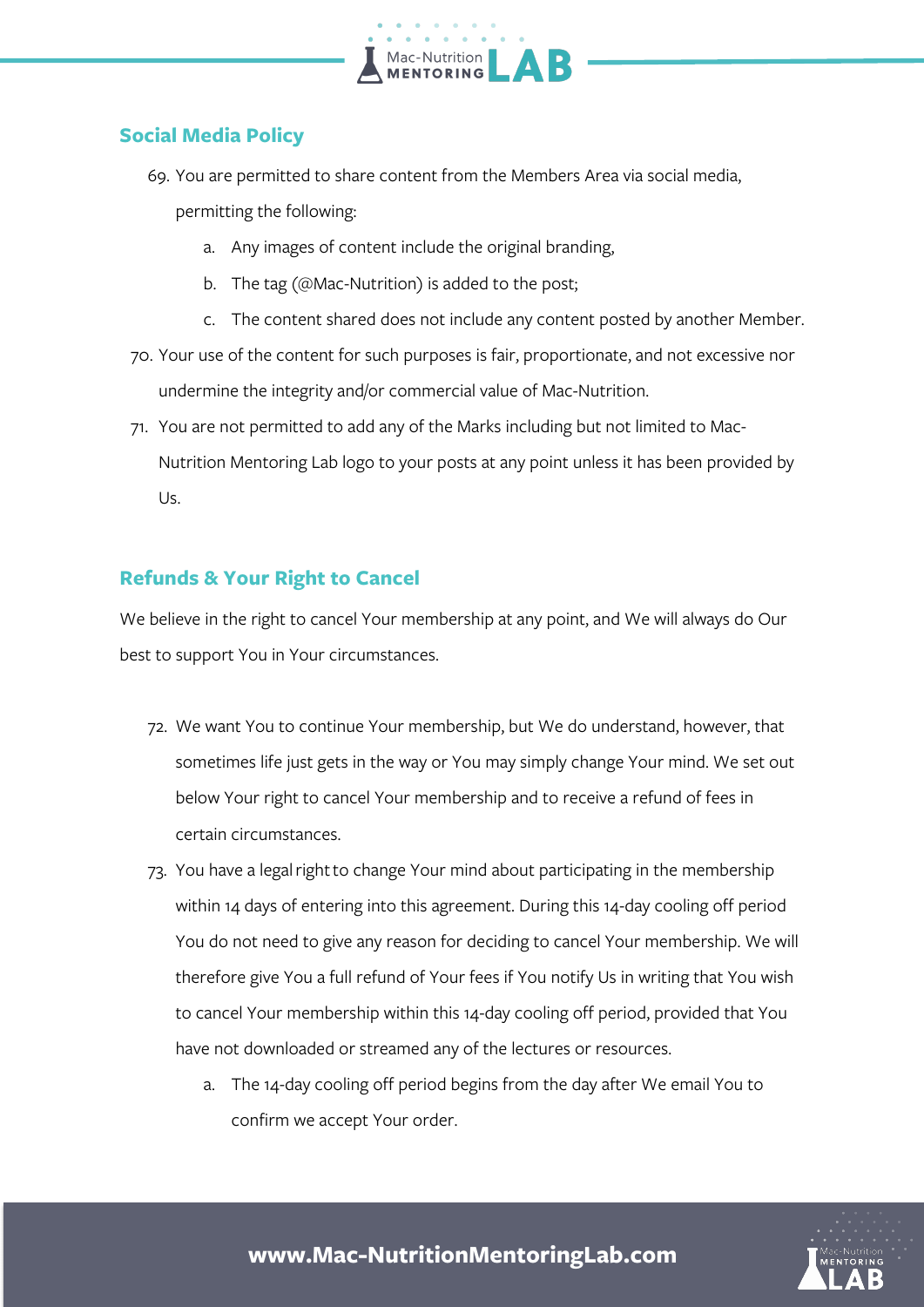## Social Media Policy

69. You are permitted to share content from the Members Area via social media, permitting the following:
    a. Any images of content include the original branding,
    b. The tag (@Mac-Nutrition) is added to the post;
    c. The content shared does not include any content posted by another Member.
70. Your use of the content for such purposes is fair, proportionate, and not excessive nor undermine the integrity and/or commercial value of Mac-Nutrition.
71. You are not permitted to add any of the Marks including but not limited to Mac-Nutrition Mentoring Lab logo to your posts at any point unless it has been provided by Us.

## Refunds & Your Right to Cancel

We believe in the right to cancel Your membership at any point, and We will always do Our best to support You in Your circumstances.

72. We want You to continue Your membership, but We do understand, however, that sometimes life just gets in the way or You may simply change Your mind. We set out below Your right to cancel Your membership and to receive a refund of fees in certain circumstances.
73. You have a legal right to change Your mind about participating in the membership within 14 days of entering into this agreement. During this 14-day cooling off period You do not need to give any reason for deciding to cancel Your membership. We will therefore give You a full refund of Your fees if You notify Us in writing that You wish to cancel Your membership within this 14-day cooling off period, provided that You have not downloaded or streamed any of the lectures or resources.
    a. The 14-day cooling off period begins from the day after We email You to confirm we accept Your order.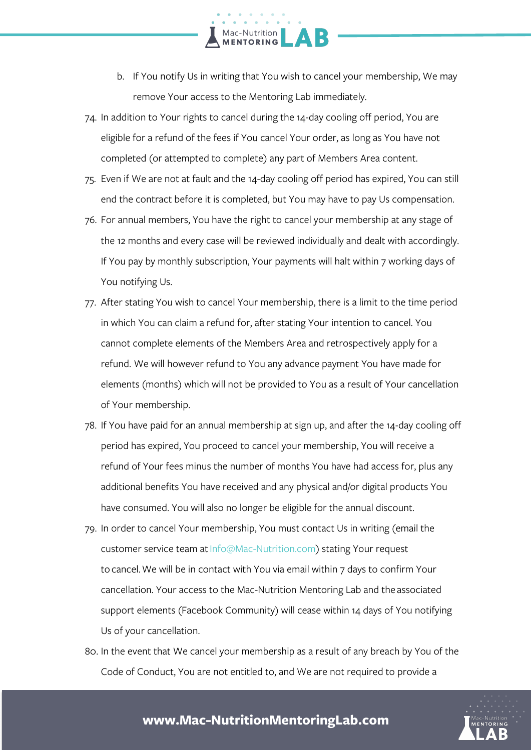b. If You notify Us in writing that You wish to cancel your membership, We may remove Your access to the Mentoring Lab immediately.

74. In addition to Your rights to cancel during the 14-day cooling off period, You are eligible for a refund of the fees if You cancel Your order, as long as You have not completed (or attempted to complete) any part of Members Area content.
75. Even if We are not at fault and the 14-day cooling off period has expired, You can still end the contract before it is completed, but You may have to pay Us compensation.
76. For annual members, You have the right to cancel your membership at any stage of the 12 months and every case will be reviewed individually and dealt with accordingly. If You pay by monthly subscription, Your payments will halt within 7 working days of You notifying Us.
77. After stating You wish to cancel Your membership, there is a limit to the time period in which You can claim a refund for, after stating Your intention to cancel. You cannot complete elements of the Members Area and retrospectively apply for a refund. We will however refund to You any advance payment You have made for elements (months) which will not be provided to You as a result of Your cancellation of Your membership.
78. If You have paid for an annual membership at sign up, and after the 14-day cooling off period has expired, You proceed to cancel your membership, You will receive a refund of Your fees minus the number of months You have had access for, plus any additional benefits You have received and any physical and/or digital products You have consumed. You will also no longer be eligible for the annual discount.
79. In order to cancel Your membership, You must contact Us in writing (email the customer service team at Info@Mac-Nutrition.com) stating Your request to cancel. We will be in contact with You via email within 7 days to confirm Your cancellation. Your access to the Mac-Nutrition Mentoring Lab and the associated support elements (Facebook Community) will cease within 14 days of You notifying Us of your cancellation.
80. In the event that We cancel your membership as a result of any breach by You of the Code of Conduct, You are not entitled to, and We are not required to provide a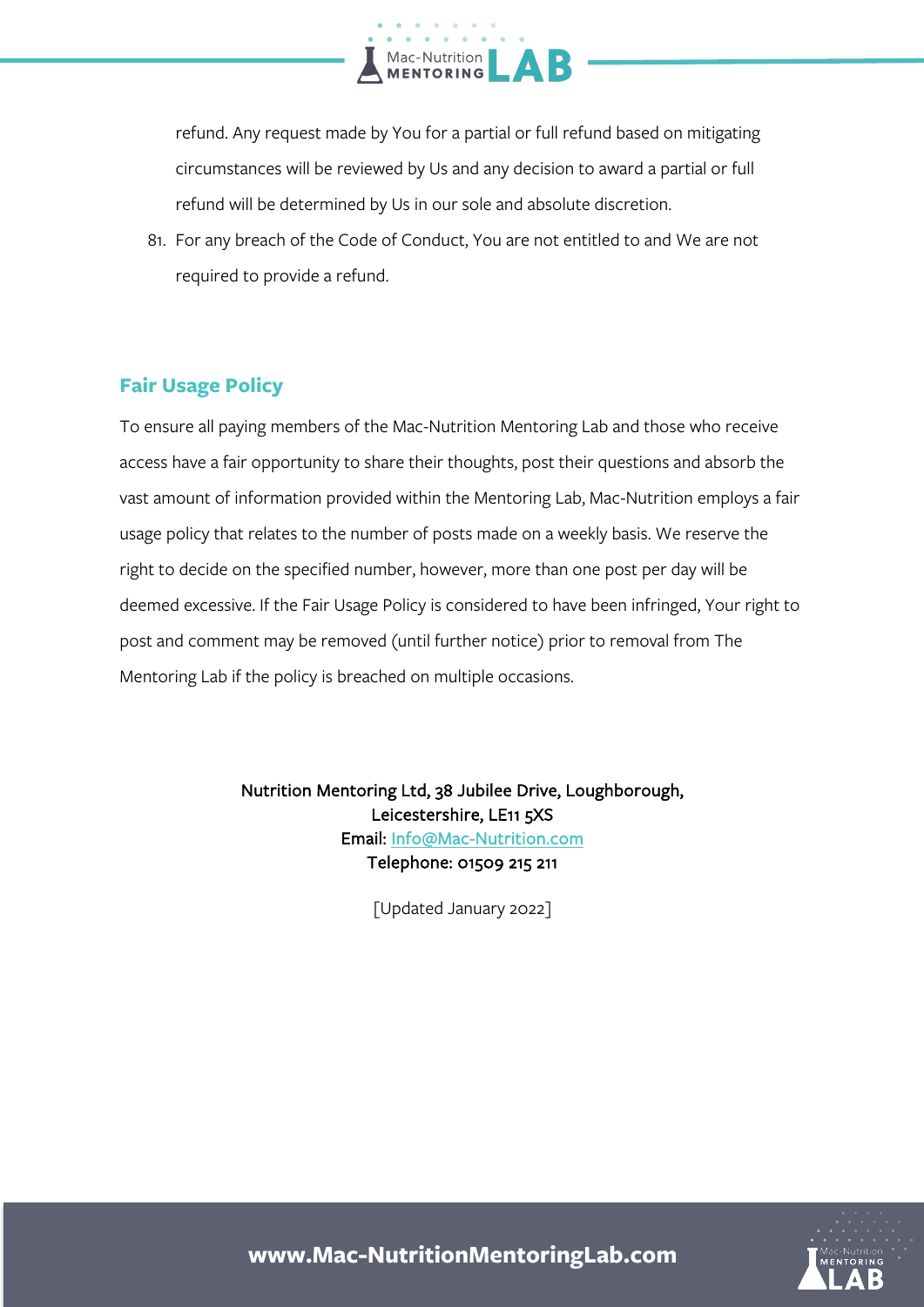refund. Any request made by You for a partial or full refund based on mitigating circumstances will be reviewed by Us and any decision to award a partial or full refund will be determined by Us in our sole and absolute discretion.

81. For any breach of the Code of Conduct, You are not entitled to and We are not required to provide a refund.

## Fair Usage Policy

To ensure all paying members of the Mac-Nutrition Mentoring Lab and those who receive access have a fair opportunity to share their thoughts, post their questions and absorb the vast amount of information provided within the Mentoring Lab, Mac-Nutrition employs a fair usage policy that relates to the number of posts made on a weekly basis. We reserve the right to decide on the specified number, however, more than one post per day will be deemed excessive. If the Fair Usage Policy is considered to have been infringed, Your right to post and comment may be removed (until further notice) prior to removal from The Mentoring Lab if the policy is breached on multiple occasions.

Nutrition Mentoring Ltd, 38 Jubilee Drive, Loughborough, Leicestershire, LE11 5XS
Email: Info@Mac-Nutrition.com
Telephone: 01509 215 211

[Updated January 2022]